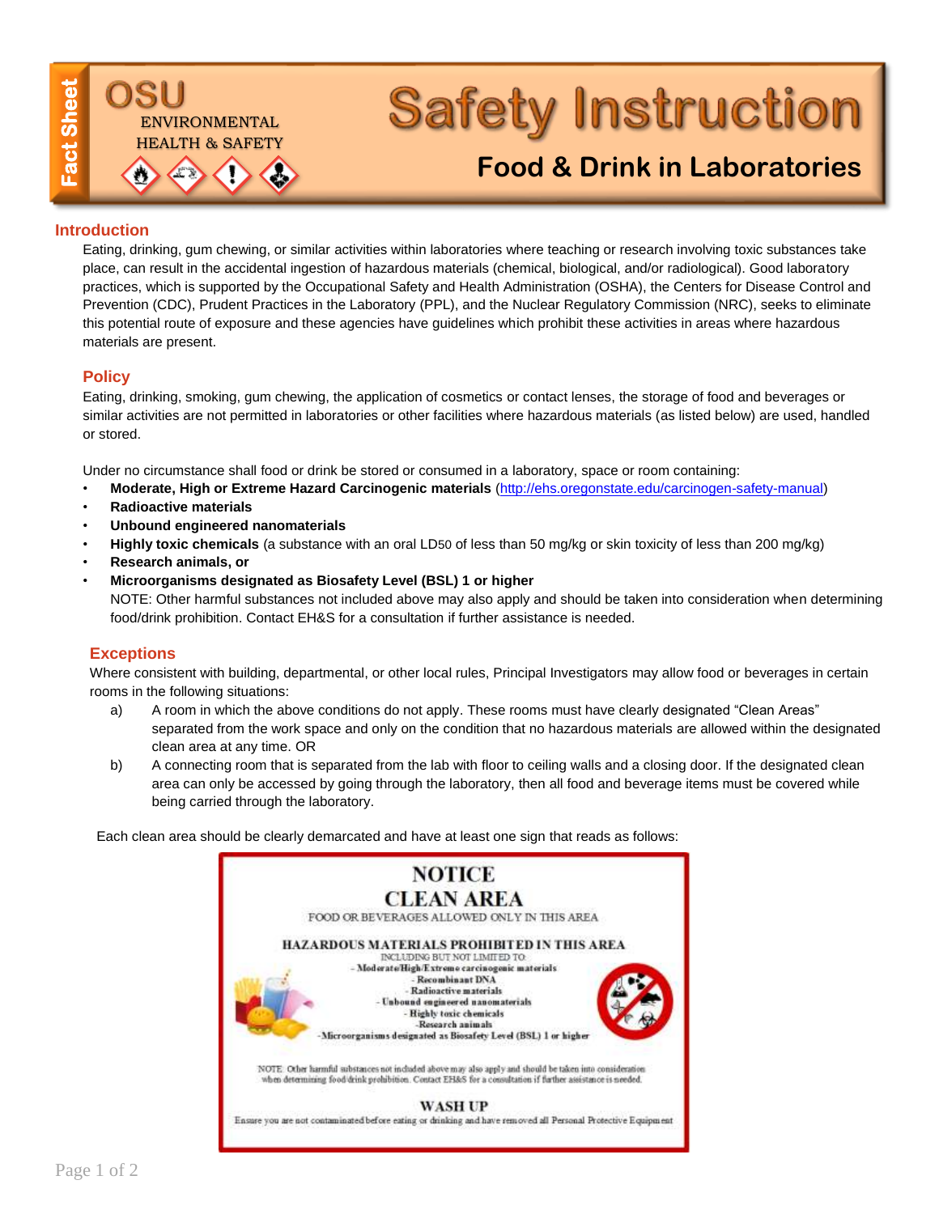Fact Sheet

OSU ENVIRONMENTAL HEALTH & SAFETY

# Safety Instruction

## Food & Drink in Laboratories

### Introduction

Eating, drinking, gum chewing, or similar activities within laboratories where teaching or research involving toxic substances take place, can result in the accidental ingestion of hazardous materials (chemical, biological, and/or radiological). Good laboratory practices, which is supported by the Occupational Safety and Health Administration (OSHA), the Centers for Disease Control and Prevention (CDC), Prudent Practices in the Laboratory (PPL), and the Nuclear Regulatory Commission (NRC), seeks to eliminate this potential route of exposure and these agencies have guidelines which prohibit these activities in areas where hazardous materials are present.

### Policy

Eating, drinking, smoking, gum chewing, the application of cosmetics or contact lenses, the storage of food and beverages or similar activities are not permitted in laboratories or other facilities where hazardous materials (as listed below) are used, handled or stored.

Under no circumstance shall food or drink be stored or consumed in a laboratory, space or room containing:

- **Moderate, High or Extreme Hazard Carcinogenic materials** (http://ehs.oregonstate.edu/carcinogen-safety-manual)
- **Radioactive materials**
- **Unbound engineered nanomaterials**
- **Highly toxic chemicals** (a substance with an oral $LD_{50}$ of less than 50 mg/kg or skin toxicity of less than 200 mg/kg)
- **Research animals, or**
- **Microorganisms designated as Biosafety Level (BSL) 1 or higher**
  NOTE: Other harmful substances not included above may also apply and should be taken into consideration when determining food/drink prohibition. Contact EH&S for a consultation if further assistance is needed.

### Exceptions

Where consistent with building, departmental, or other local rules, Principal Investigators may allow food or beverages in certain rooms in the following situations:

a) A room in which the above conditions do not apply. These rooms must have clearly designated "Clean Areas" separated from the work space and only on the condition that no hazardous materials are allowed within the designated clean area at any time. OR

b) A connecting room that is separated from the lab with floor to ceiling walls and a closing door. If the designated clean area can only be accessed by going through the laboratory, then all food and beverage items must be covered while being carried through the laboratory.

Each clean area should be clearly demarcated and have at least one sign that reads as follows:

> **NOTICE**
> **CLEAN AREA**
> FOOD OR BEVERAGES ALLOWED ONLY IN THIS AREA
>
> **HAZARDOUS MATERIALS PROHIBITED IN THIS AREA**
> INCLUDING BUT NOT LIMITED TO:
> - Moderate/High/Extreme carcinogenic materials
> - Recombinant DNA
> - Radioactive materials
> - Unbound engineered nanomaterials
> - Highly toxic chemicals
> - Research animals
> - Microorganisms designated as Biosafety Level (BSL) 1 or higher
>
> NOTE: Other harmful substances not included above may also apply and should be taken into consideration when determining food/drink prohibition. Contact EH&S for a consultation if further assistance is needed.
>
> **WASH UP**
> Ensure you are not contaminated before eating or drinking and have removed all Personal Protective Equipment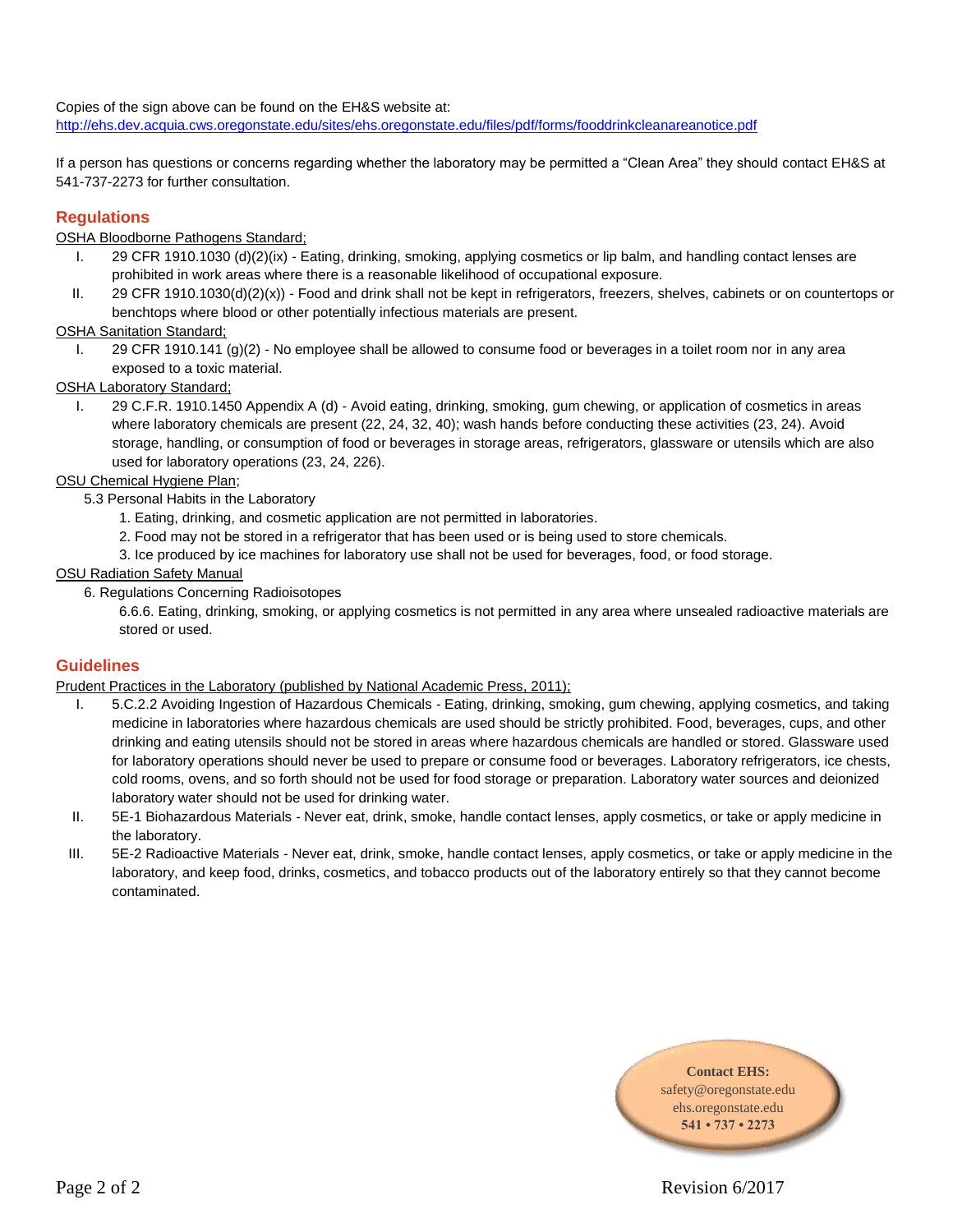Copies of the sign above can be found on the EH&S website at:
http://ehs.dev.acquia.cws.oregonstate.edu/sites/ehs.oregonstate.edu/files/pdf/forms/fooddrinkcleanareanotice.pdf

If a person has questions or concerns regarding whether the laboratory may be permitted a "Clean Area" they should contact EH&S at 541-737-2273 for further consultation.

## Regulations

OSHA Bloodborne Pathogens Standard;

I. 29 CFR 1910.1030 (d)(2)(ix) - Eating, drinking, smoking, applying cosmetics or lip balm, and handling contact lenses are prohibited in work areas where there is a reasonable likelihood of occupational exposure.

II. 29 CFR 1910.1030(d)(2)(x)) - Food and drink shall not be kept in refrigerators, freezers, shelves, cabinets or on countertops or benchtops where blood or other potentially infectious materials are present.

OSHA Sanitation Standard;

I. 29 CFR 1910.141 (g)(2) - No employee shall be allowed to consume food or beverages in a toilet room nor in any area exposed to a toxic material.

OSHA Laboratory Standard;

I. 29 C.F.R. 1910.1450 Appendix A (d) - Avoid eating, drinking, smoking, gum chewing, or application of cosmetics in areas where laboratory chemicals are present (22, 24, 32, 40); wash hands before conducting these activities (23, 24). Avoid storage, handling, or consumption of food or beverages in storage areas, refrigerators, glassware or utensils which are also used for laboratory operations (23, 24, 226).

OSU Chemical Hygiene Plan;

5.3 Personal Habits in the Laboratory

1. Eating, drinking, and cosmetic application are not permitted in laboratories.
2. Food may not be stored in a refrigerator that has been used or is being used to store chemicals.
3. Ice produced by ice machines for laboratory use shall not be used for beverages, food, or food storage.

OSU Radiation Safety Manual

6. Regulations Concerning Radioisotopes

6.6.6. Eating, drinking, smoking, or applying cosmetics is not permitted in any area where unsealed radioactive materials are stored or used.

## Guidelines

Prudent Practices in the Laboratory (published by National Academic Press, 2011);

I. 5.C.2.2 Avoiding Ingestion of Hazardous Chemicals - Eating, drinking, smoking, gum chewing, applying cosmetics, and taking medicine in laboratories where hazardous chemicals are used should be strictly prohibited. Food, beverages, cups, and other drinking and eating utensils should not be stored in areas where hazardous chemicals are handled or stored. Glassware used for laboratory operations should never be used to prepare or consume food or beverages. Laboratory refrigerators, ice chests, cold rooms, ovens, and so forth should not be used for food storage or preparation. Laboratory water sources and deionized laboratory water should not be used for drinking water.

II. 5E-1 Biohazardous Materials - Never eat, drink, smoke, handle contact lenses, apply cosmetics, or take or apply medicine in the laboratory.

III. 5E-2 Radioactive Materials - Never eat, drink, smoke, handle contact lenses, apply cosmetics, or take or apply medicine in the laboratory, and keep food, drinks, cosmetics, and tobacco products out of the laboratory entirely so that they cannot become contaminated.

**Contact EHS:**
safety@oregonstate.edu
ehs.oregonstate.edu
**541 • 737 • 2273**

Revision 6/2017